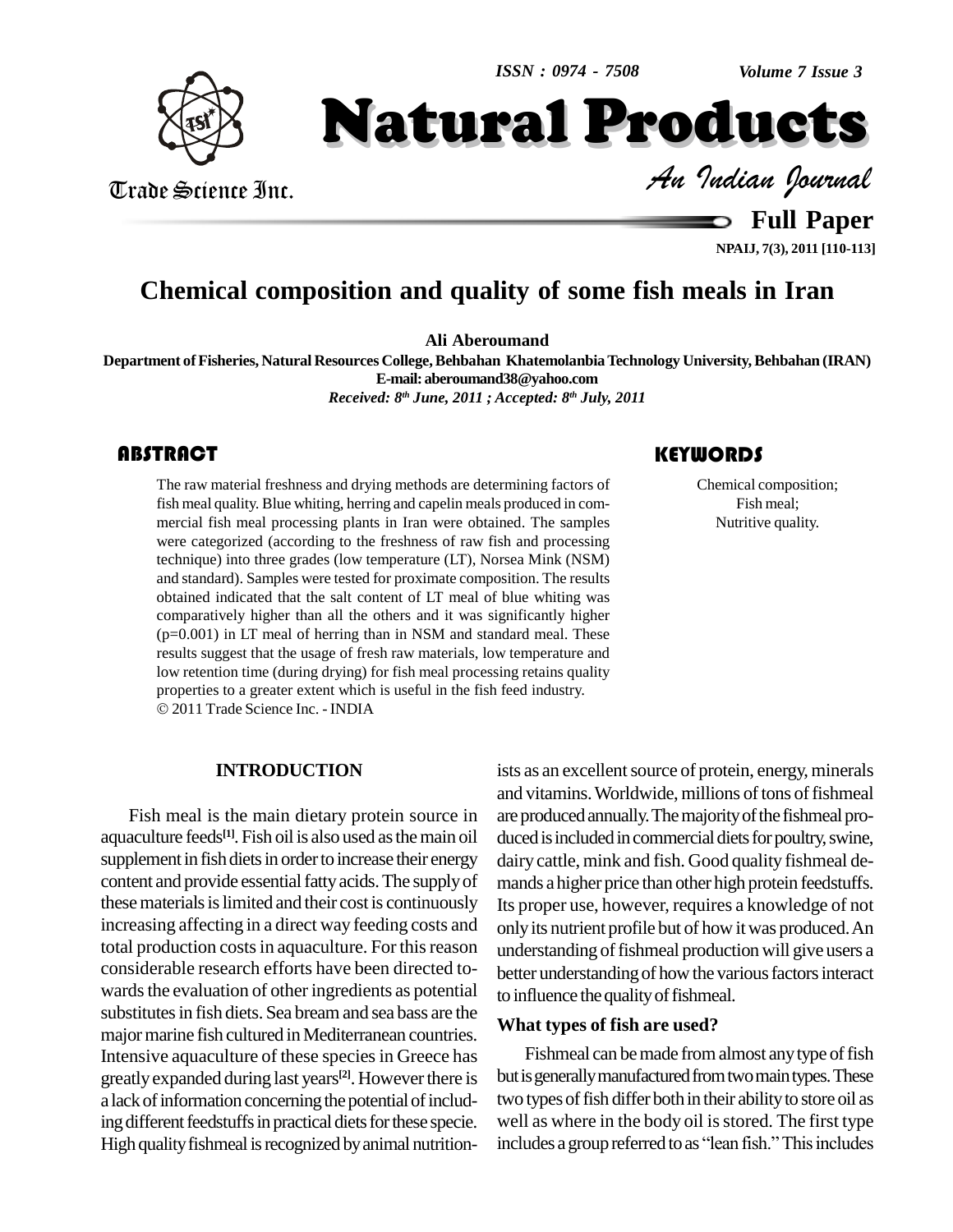# Chemical composition and quality of some fish meals in Iran

**Ali Aberoumand**

Department of Fisheries, Natural Resources College, Behbahan Khatemolanbia Technology University, Behbahan (IRAN)

E-mail: aberoumand38@yahoo.com

*Received: 8th June, 2011 ; Accepted: 8th July, 2011*

## ABSTRACT

The raw material freshness and drying methods are determining factors of fish meal quality. Blue whiting, herring and capelin meals produced in commercial fish meal processing plants in Iran were obtained. The samples were categorized (according to the freshness of raw fish and processing technique) into three grades (low temperature (LT), Norsea Mink (NSM) and standard). Samples were tested for proximate composition. The results obtained indicated that the salt content of LT meal of blue whiting was comparatively higher than all the others and it was significantly higher ($p=0.001$) in LT meal of herring than in NSM and standard meal. These results suggest that the usage of fresh raw materials, low temperature and low retention time (during drying) for fish meal processing retains quality properties to a greater extent which is useful in the fish feed industry.

© 2011 Trade Science Inc. - INDIA

## KEYWORDS

Chemical composition;
Fish meal;
Nutritive quality.

## INTRODUCTION

Fish meal is the main dietary protein source in aquaculture feeds[1]. Fish oil is also used as the main oil supplement in fish diets in order to increase their energy content and provide essential fatty acids. The supply of these materials is limited and their cost is continuously increasing affecting in a direct way feeding costs and total production costs in aquaculture. For this reason considerable research efforts have been directed towards the evaluation of other ingredients as potential substitutes in fish diets. Sea bream and sea bass are the major marine fish cultured in Mediterranean countries. Intensive aquaculture of these species in Greece has greatly expanded during last years[2]. However there is a lack of information concerning the potential of including different feedstuffs in practical diets for these specie. High quality fishmeal is recognized by animal nutritionists as an excellent source of protein, energy, minerals and vitamins. Worldwide, millions of tons of fishmeal are produced annually. The majority of the fishmeal produced is included in commercial diets for poultry, swine, dairy cattle, mink and fish. Good quality fishmeal demands a higher price than other high protein feedstuffs. Its proper use, however, requires a knowledge of not only its nutrient profile but of how it was produced. An understanding of fishmeal production will give users a better understanding of how the various factors interact to influence the quality of fishmeal.

### What types of fish are used?

Fishmeal can be made from almost any type of fish but is generally manufactured from two main types. These two types of fish differ both in their ability to store oil as well as where in the body oil is stored. The first type includes a group referred to as "lean fish." This includes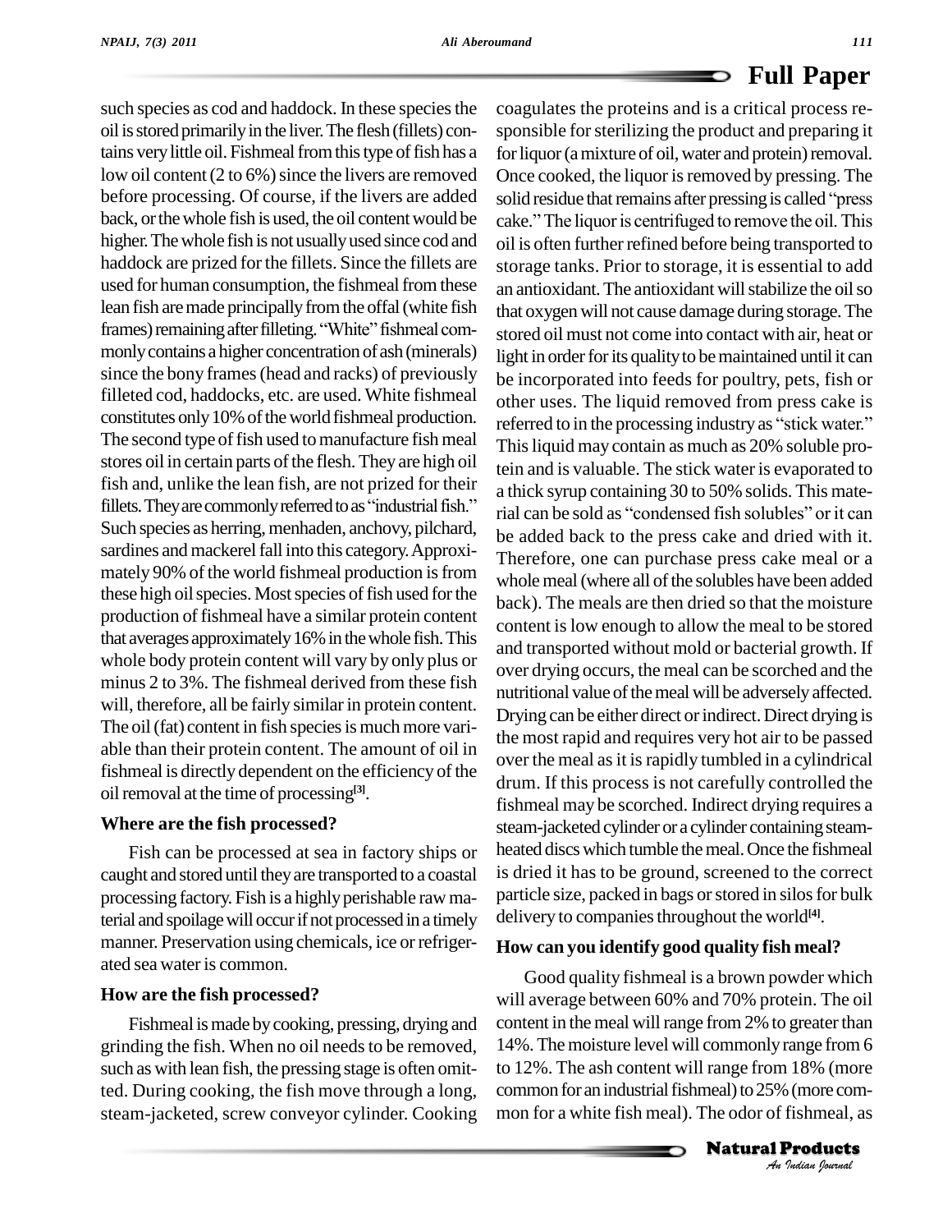such species as cod and haddock. In these species the oil is stored primarily in the liver. The flesh (fillets) contains very little oil. Fishmeal from this type of fish has a low oil content (2 to 6%) since the livers are removed before processing. Of course, if the livers are added back, or the whole fish is used, the oil content would be higher. The whole fish is not usually used since cod and haddock are prized for the fillets. Since the fillets are used for human consumption, the fishmeal from these lean fish are made principally from the offal (white fish frames) remaining after filleting. "White" fishmeal commonly contains a higher concentration of ash (minerals) since the bony frames (head and racks) of previously filleted cod, haddocks, etc. are used. White fishmeal constitutes only 10% of the world fishmeal production. The second type of fish used to manufacture fish meal stores oil in certain parts of the flesh. They are high oil fish and, unlike the lean fish, are not prized for their fillets. They are commonly referred to as "industrial fish." Such species as herring, menhaden, anchovy, pilchard, sardines and mackerel fall into this category. Approximately 90% of the world fishmeal production is from these high oil species. Most species of fish used for the production of fishmeal have a similar protein content that averages approximately 16% in the whole fish. This whole body protein content will vary by only plus or minus 2 to 3%. The fishmeal derived from these fish will, therefore, all be fairly similar in protein content. The oil (fat) content in fish species is much more variable than their protein content. The amount of oil in fishmeal is directly dependent on the efficiency of the oil removal at the time of processing[3].

## Where are the fish processed?

Fish can be processed at sea in factory ships or caught and stored until they are transported to a coastal processing factory. Fish is a highly perishable raw material and spoilage will occur if not processed in a timely manner. Preservation using chemicals, ice or refrigerated sea water is common.

## How are the fish processed?

Fishmeal is made by cooking, pressing, drying and grinding the fish. When no oil needs to be removed, such as with lean fish, the pressing stage is often omitted. During cooking, the fish move through a long, steam-jacketed, screw conveyor cylinder. Cooking coagulates the proteins and is a critical process responsible for sterilizing the product and preparing it for liquor (a mixture of oil, water and protein) removal. Once cooked, the liquor is removed by pressing. The solid residue that remains after pressing is called "press cake." The liquor is centrifuged to remove the oil. This oil is often further refined before being transported to storage tanks. Prior to storage, it is essential to add an antioxidant. The antioxidant will stabilize the oil so that oxygen will not cause damage during storage. The stored oil must not come into contact with air, heat or light in order for its quality to be maintained until it can be incorporated into feeds for poultry, pets, fish or other uses. The liquid removed from press cake is referred to in the processing industry as "stick water." This liquid may contain as much as 20% soluble protein and is valuable. The stick water is evaporated to a thick syrup containing 30 to 50% solids. This material can be sold as "condensed fish solubles" or it can be added back to the press cake and dried with it. Therefore, one can purchase press cake meal or a whole meal (where all of the solubles have been added back). The meals are then dried so that the moisture content is low enough to allow the meal to be stored and transported without mold or bacterial growth. If over drying occurs, the meal can be scorched and the nutritional value of the meal will be adversely affected. Drying can be either direct or indirect. Direct drying is the most rapid and requires very hot air to be passed over the meal as it is rapidly tumbled in a cylindrical drum. If this process is not carefully controlled the fishmeal may be scorched. Indirect drying requires a steam-jacketed cylinder or a cylinder containing steam-heated discs which tumble the meal. Once the fishmeal is dried it has to be ground, screened to the correct particle size, packed in bags or stored in silos for bulk delivery to companies throughout the world[4].

## How can you identify good quality fish meal?

Good quality fishmeal is a brown powder which will average between 60% and 70% protein. The oil content in the meal will range from 2% to greater than 14%. The moisture level will commonly range from 6 to 12%. The ash content will range from 18% (more common for an industrial fishmeal) to 25% (more common for a white fish meal). The odor of fishmeal, as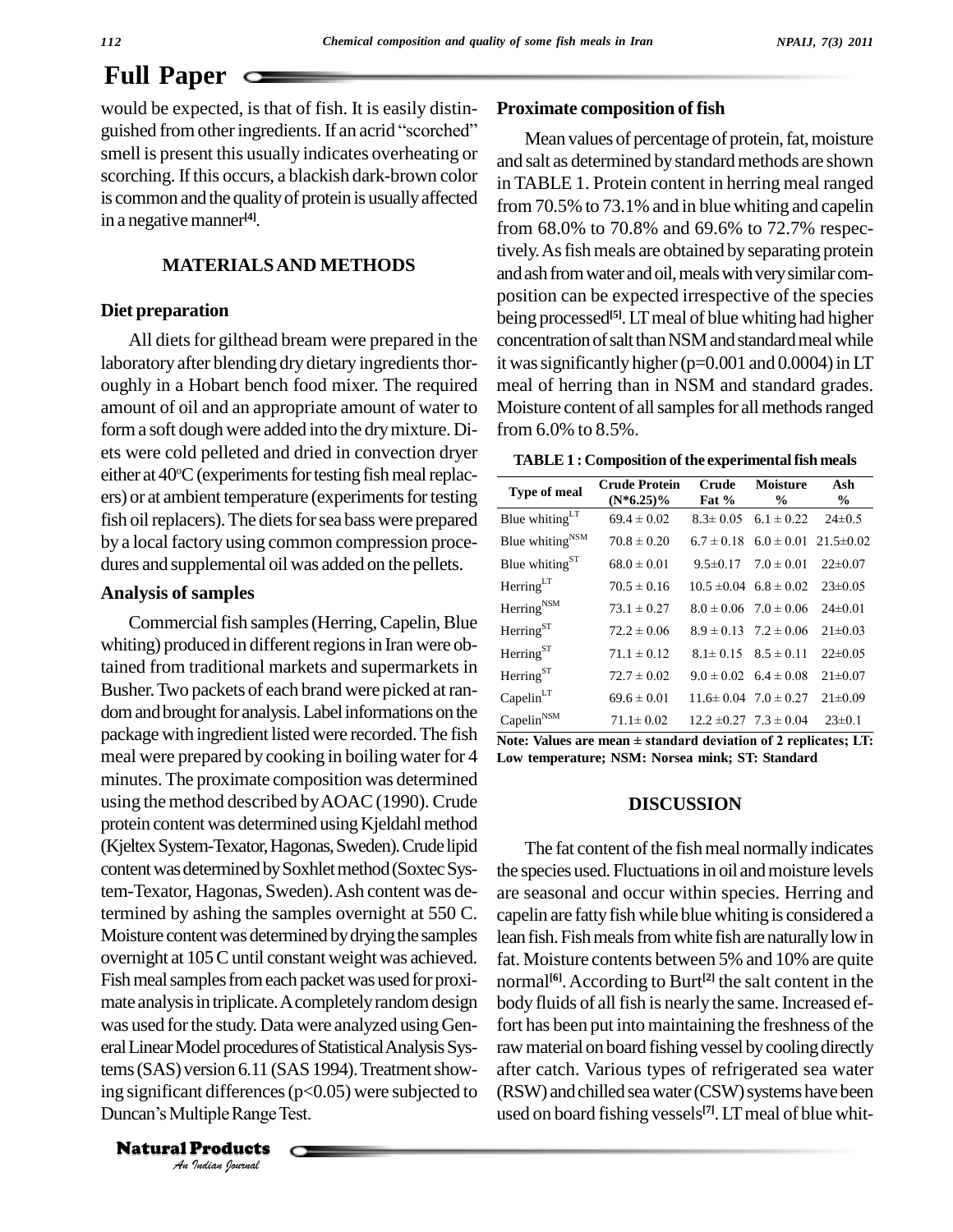would be expected, is that of fish. It is easily distinguished from other ingredients. If an acrid "scorched" smell is present this usually indicates overheating or scorching. If this occurs, a blackish dark-brown color is common and the quality of protein is usually affected in a negative manner[4].

## MATERIALS AND METHODS

### Diet preparation

All diets for gilthead bream were prepared in the laboratory after blending dry dietary ingredients thoroughly in a Hobart bench food mixer. The required amount of oil and an appropriate amount of water to form a soft dough were added into the dry mixture. Diets were cold pelleted and dried in convection dryer either at 40°C (experiments for testing fish meal replacers) or at ambient temperature (experiments for testing fish oil replacers). The diets for sea bass were prepared by a local factory using common compression procedures and supplemental oil was added on the pellets.

### Analysis of samples

Commercial fish samples (Herring, Capelin, Blue whiting) produced in different regions in Iran were obtained from traditional markets and supermarkets in Busher. Two packets of each brand were picked at random and brought for analysis. Label informations on the package with ingredient listed were recorded. The fish meal were prepared by cooking in boiling water for 4 minutes. The proximate composition was determined using the method described by AOAC (1990). Crude protein content was determined using Kjeldahl method (Kjeltex System-Texator, Hagonas, Sweden). Crude lipid content was determined by Soxhlet method (Soxtec System-Texator, Hagonas, Sweden). Ash content was determined by ashing the samples overnight at 550 C. Moisture content was determined by drying the samples overnight at 105 C until constant weight was achieved. Fish meal samples from each packet was used for proximate analysis in triplicate. A completely random design was used for the study. Data were analyzed using General Linear Model procedures of Statistical Analysis Systems (SAS) version 6.11 (SAS 1994). Treatment showing significant differences ($p<0.05$) were subjected to Duncan's Multiple Range Test.

### Proximate composition of fish

Mean values of percentage of protein, fat, moisture and salt as determined by standard methods are shown in TABLE 1. Protein content in herring meal ranged from 70.5% to 73.1% and in blue whiting and capelin from 68.0% to 70.8% and 69.6% to 72.7% respectively. As fish meals are obtained by separating protein and ash from water and oil, meals with very similar composition can be expected irrespective of the species being processed[5]. LT meal of blue whiting had higher concentration of salt than NSM and standard meal while it was significantly higher ($p=0.001$ and $0.0004$) in LT meal of herring than in NSM and standard grades. Moisture content of all samples for all methods ranged from 6.0% to 8.5%.

**TABLE 1 : Composition of the experimental fish meals**

| Type of meal | Crude Protein (N*6.25)% | Crude Fat % | Moisture % | Ash % |
|---|---|---|---|---|
| Blue whiting$^{LT}$ | 69.4 ± 0.02 | 8.3± 0.05 | 6.1 ± 0.22 | 24±0.5 |
| Blue whiting$^{NSM}$ | 70.8 ± 0.20 | 6.7 ± 0.18 | 6.0 ± 0.01 | 21.5±0.02 |
| Blue whiting$^{ST}$ | 68.0 ± 0.01 | 9.5±0.17 | 7.0 ± 0.01 | 22±0.07 |
| Herring$^{LT}$ | 70.5 ± 0.16 | 10.5 ±0.04 | 6.8 ± 0.02 | 23±0.05 |
| Herring$^{NSM}$ | 73.1 ± 0.27 | 8.0 ± 0.06 | 7.0 ± 0.06 | 24±0.01 |
| Herring$^{ST}$ | 72.2 ± 0.06 | 8.9 ± 0.13 | 7.2 ± 0.06 | 21±0.03 |
| Herring$^{ST}$ | 71.1 ± 0.12 | 8.1± 0.15 | 8.5 ± 0.11 | 22±0.05 |
| Herring$^{ST}$ | 72.7 ± 0.02 | 9.0 ± 0.02 | 6.4 ± 0.08 | 21±0.07 |
| Capelin$^{LT}$ | 69.6 ± 0.01 | 11.6± 0.04 | 7.0 ± 0.27 | 21±0.09 |
| Capelin$^{NSM}$ | 71.1± 0.02 | 12.2 ±0.27 | 7.3 ± 0.04 | 23±0.1 |

**Note: Values are mean ± standard deviation of 2 replicates; LT: Low temperature; NSM: Norsea mink; ST: Standard**

## DISCUSSION

The fat content of the fish meal normally indicates the species used. Fluctuations in oil and moisture levels are seasonal and occur within species. Herring and capelin are fatty fish while blue whiting is considered a lean fish. Fish meals from white fish are naturally low in fat. Moisture contents between 5% and 10% are quite normal[6]. According to Burt[2] the salt content in the body fluids of all fish is nearly the same. Increased effort has been put into maintaining the freshness of the raw material on board fishing vessel by cooling directly after catch. Various types of refrigerated sea water (RSW) and chilled sea water (CSW) systems have been used on board fishing vessels[7]. LT meal of blue whit-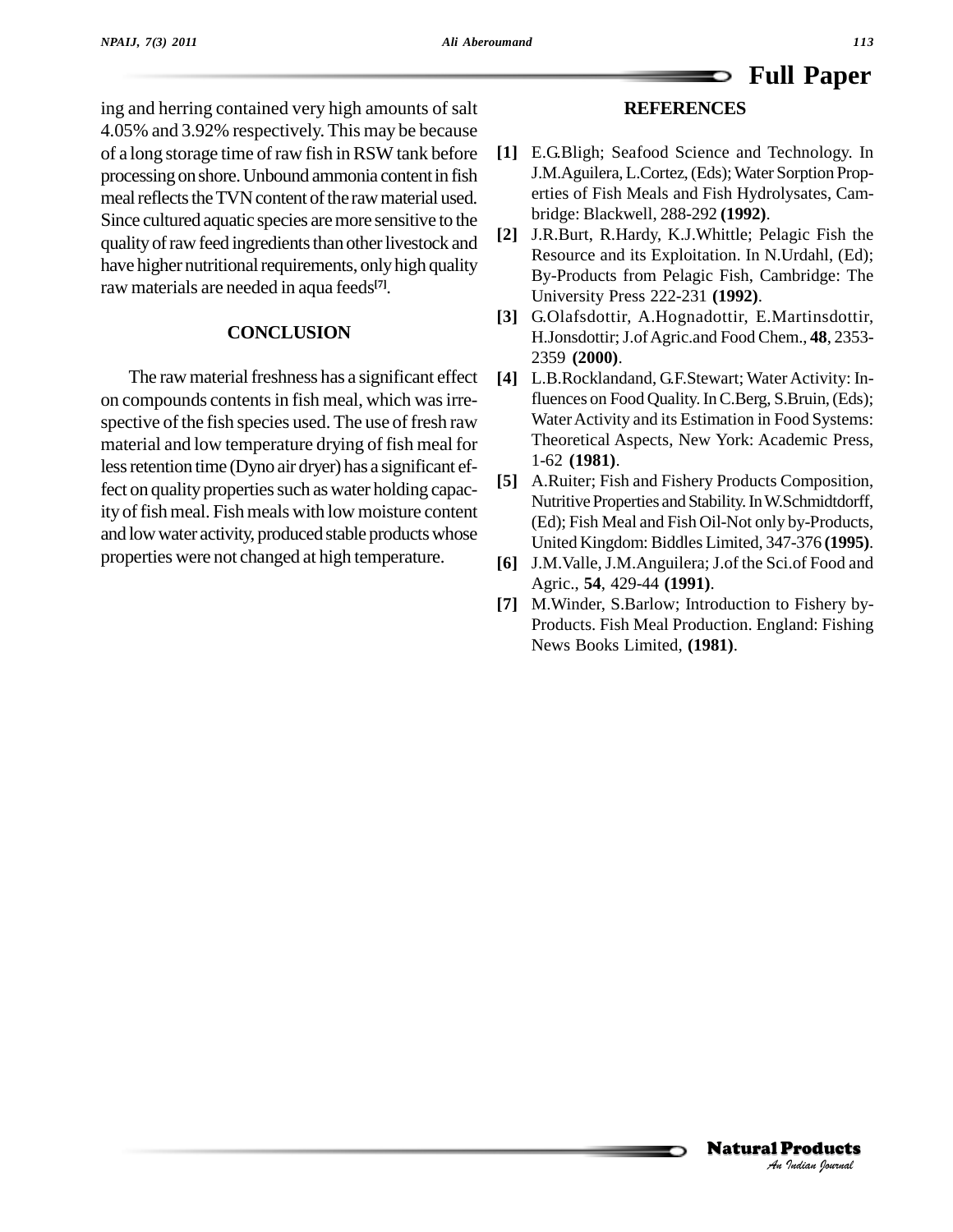ing and herring contained very high amounts of salt 4.05% and 3.92% respectively. This may be because of a long storage time of raw fish in RSW tank before processing on shore. Unbound ammonia content in fish meal reflects the TVN content of the raw material used. Since cultured aquatic species are more sensitive to the quality of raw feed ingredients than other livestock and have higher nutritional requirements, only high quality raw materials are needed in aqua feeds[7].

## CONCLUSION

The raw material freshness has a significant effect on compounds contents in fish meal, which was irrespective of the fish species used. The use of fresh raw material and low temperature drying of fish meal for less retention time (Dyno air dryer) has a significant effect on quality properties such as water holding capacity of fish meal. Fish meals with low moisture content and low water activity, produced stable products whose properties were not changed at high temperature.

## REFERENCES

**[1]** E.G.Bligh; Seafood Science and Technology. In J.M.Aguilera, L.Cortez, (Eds); Water Sorption Properties of Fish Meals and Fish Hydrolysates, Cambridge: Blackwell, 288-292 **(1992)**.

**[2]** J.R.Burt, R.Hardy, K.J.Whittle; Pelagic Fish the Resource and its Exploitation. In N.Urdahl, (Ed); By-Products from Pelagic Fish, Cambridge: The University Press 222-231 **(1992)**.

**[3]** G.Olafsdottir, A.Hognadottir, E.Martinsdottir, H.Jonsdottir; J.of Agric.and Food Chem., **48**, 2353-2359 **(2000)**.

**[4]** L.B.Rocklandand, G.F.Stewart; Water Activity: Influences on Food Quality. In C.Berg, S.Bruin, (Eds); Water Activity and its Estimation in Food Systems: Theoretical Aspects, New York: Academic Press, 1-62 **(1981)**.

**[5]** A.Ruiter; Fish and Fishery Products Composition, Nutritive Properties and Stability. In W.Schmidtdorff, (Ed); Fish Meal and Fish Oil-Not only by-Products, United Kingdom: Biddles Limited, 347-376 **(1995)**.

**[6]** J.M.Valle, J.M.Anguilera; J.of the Sci.of Food and Agric., **54**, 429-44 **(1991)**.

**[7]** M.Winder, S.Barlow; Introduction to Fishery by-Products. Fish Meal Production. England: Fishing News Books Limited, **(1981)**.